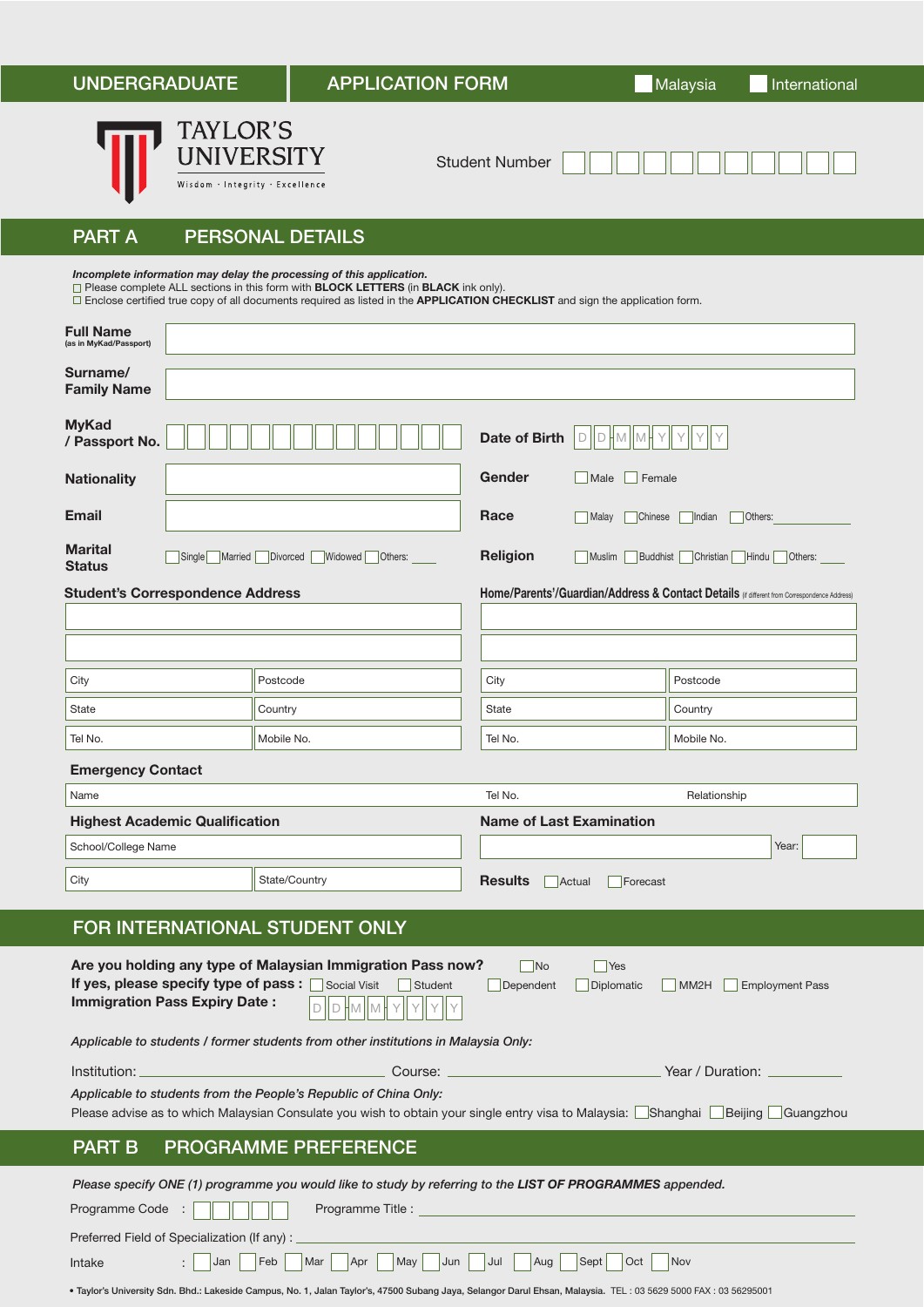# UNDERGRADUATE APPLICATION FORM

☐ Malaysia ☐ International

TAYLOR'S UNIVERSITY

Wisdom · Integrity · Excellence

Student Number ☐☐☐☐☐☐☐☐☐☐☐

## PART A PERSONAL DETAILS

***Incomplete information may delay the processing of this application.***

☐ Please complete ALL sections in this form with **BLOCK LETTERS** (in **BLACK** ink only).

☐ Enclose certified true copy of all documents required as listed in the **APPLICATION CHECKLIST** and sign the application form.

**Full Name** (as in MyKad/Passport):

**Surname/ Family Name**:

**MyKad / Passport No.**: ☐☐☐☐☐☐☐☐☐☐☐☐☐☐

**Date of Birth**: D D - M M - Y Y Y Y

**Nationality**:

**Gender**: ☐ Male ☐ Female

**Email**:

**Race**: ☐ Malay ☐ Chinese ☐ Indian ☐ Others: ______

**Marital Status**: ☐ Single ☐ Married ☐ Divorced ☐ Widowed ☐ Others: ____

**Religion**: ☐ Muslim ☐ Buddhist ☐ Christian ☐ Hindu ☐ Others: ____

| **Student's Correspondence Address** | | **Home/Parents'/Guardian/Address & Contact Details** (if different from Correspondence Address) | |
|---|---|---|---|
| | | | |
| | | | |
| City | Postcode | City | Postcode |
| State | Country | State | Country |
| Tel No. | Mobile No. | Tel No. | Mobile No. |

**Emergency Contact**

| Name | Tel No. | Relationship |
|---|---|---|
| | | |

**Highest Academic Qualification**

| School/College Name | |
|---|---|
| City | State/Country |

**Name of Last Examination**: ______ Year: ______

**Results** ☐ Actual ☐ Forecast

## FOR INTERNATIONAL STUDENT ONLY

**Are you holding any type of Malaysian Immigration Pass now?** ☐ No ☐ Yes

**If yes, please specify type of pass :** ☐ Social Visit ☐ Student ☐ Dependent ☐ Diplomatic ☐ MM2H ☐ Employment Pass

**Immigration Pass Expiry Date :** D D - M M - Y Y Y Y

*Applicable to students / former students from other institutions in Malaysia Only:*

Institution: ______ Course: ______ Year / Duration: ______

*Applicable to students from the People's Republic of China Only:*

Please advise as to which Malaysian Consulate you wish to obtain your single entry visa to Malaysia: ☐ Shanghai ☐ Beijing ☐ Guangzhou

## PART B PROGRAMME PREFERENCE

*Please specify ONE (1) programme you would like to study by referring to the **LIST OF PROGRAMMES** appended.*

Programme Code : ☐☐☐☐☐ Programme Title : ______

Preferred Field of Specialization (If any) : ______

Intake : ☐ Jan ☐ Feb ☐ Mar ☐ Apr ☐ May ☐ Jun ☐ Jul ☐ Aug ☐ Sept ☐ Oct ☐ Nov

• Taylor's University Sdn. Bhd.: Lakeside Campus, No. 1, Jalan Taylor's, 47500 Subang Jaya, Selangor Darul Ehsan, Malaysia. TEL : 03 5629 5000 FAX : 03 56295001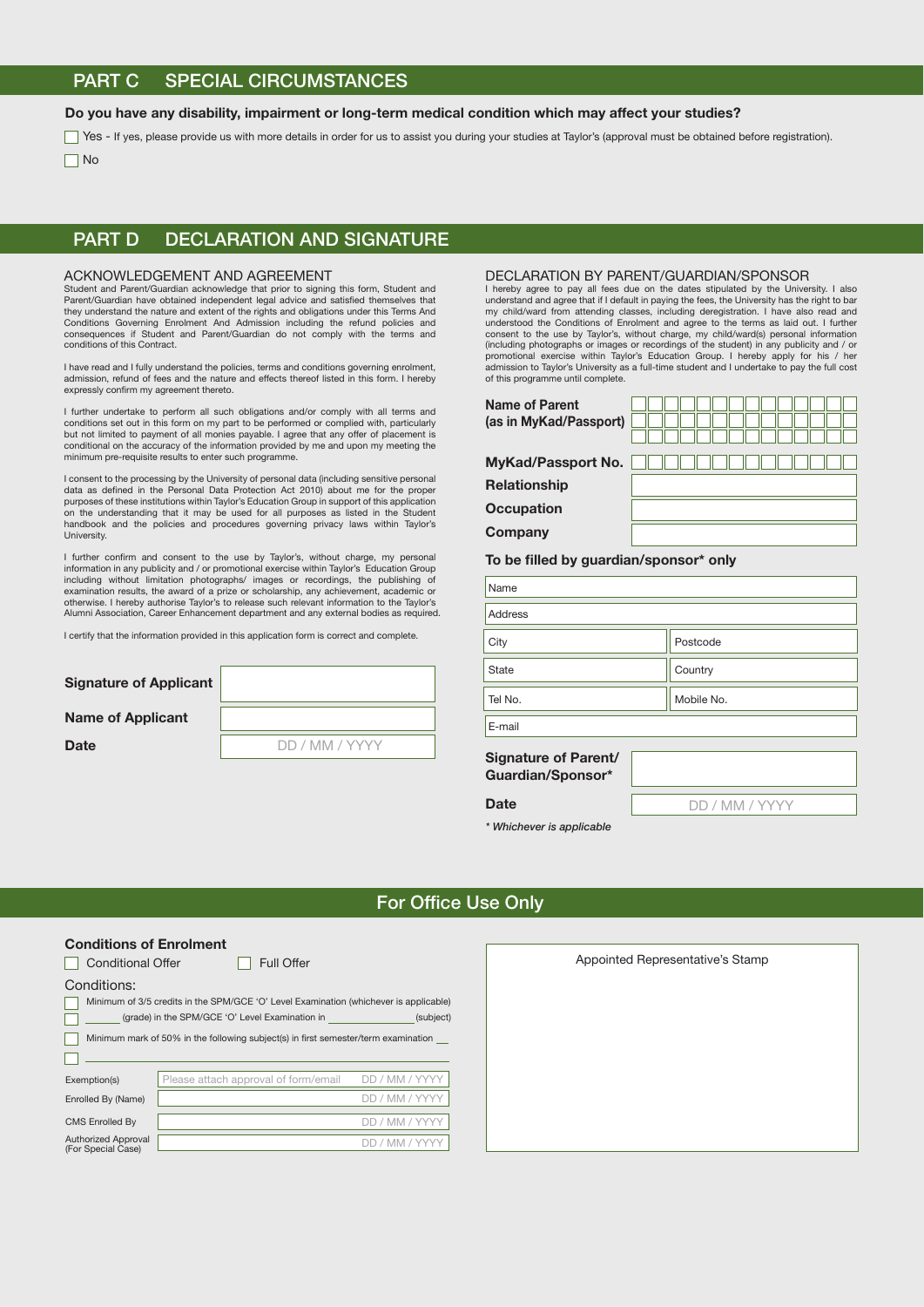## PART C SPECIAL CIRCUMSTANCES

**Do you have any disability, impairment or long-term medical condition which may affect your studies?**

☐ Yes - If yes, please provide us with more details in order for us to assist you during your studies at Taylor's (approval must be obtained before registration).

☐ No

## PART D DECLARATION AND SIGNATURE

### ACKNOWLEDGEMENT AND AGREEMENT

Student and Parent/Guardian acknowledge that prior to signing this form, Student and Parent/Guardian have obtained independent legal advice and satisfied themselves that they understand the nature and extent of the rights and obligations under this Terms And Conditions Governing Enrolment And Admission including the refund policies and consequences if Student and Parent/Guardian do not comply with the terms and conditions of this Contract.

I have read and I fully understand the policies, terms and conditions governing enrolment, admission, refund of fees and the nature and effects thereof listed in this form. I hereby expressly confirm my agreement thereto.

I further undertake to perform all such obligations and/or comply with all terms and conditions set out in this form on my part to be performed or complied with, particularly but not limited to payment of all monies payable. I agree that any offer of placement is conditional on the accuracy of the information provided by me and upon my meeting the minimum pre-requisite results to enter such programme.

I consent to the processing by the University of personal data (including sensitive personal data as defined in the Personal Data Protection Act 2010) about me for the proper purposes of these institutions within Taylor's Education Group in support of this application on the understanding that it may be used for all purposes as listed in the Student handbook and the policies and procedures governing privacy laws within Taylor's University.

I further confirm and consent to the use by Taylor's, without charge, my personal information in any publicity and / or promotional exercise within Taylor's Education Group including without limitation photographs/ images or recordings, the publishing of examination results, the award of a prize or scholarship, any achievement, academic or otherwise. I hereby authorise Taylor's to release such relevant information to the Taylor's Alumni Association, Career Enhancement department and any external bodies as required.

I certify that the information provided in this application form is correct and complete.

**Signature of Applicant** ____________________

**Name of Applicant** ____________________

**Date** DD / MM / YYYY

### DECLARATION BY PARENT/GUARDIAN/SPONSOR

I hereby agree to pay all fees due on the dates stipulated by the University. I also understand and agree that if I default in paying the fees, the University has the right to bar my child/ward from attending classes, including deregistration. I have also read and understood the Conditions of Enrolment and agree to the terms as laid out. I further consent to the use by Taylor's, without charge, my child/ward(s) personal information (including photographs or images or recordings of the student) in any publicity and / or promotional exercise within Taylor's Education Group. I hereby apply for his / her admission to Taylor's University as a full-time student and I undertake to pay the full cost of this programme until complete.

**Name of Parent (as in MyKad/Passport)** ____________________

**MyKad/Passport No.** ____________________

**Relationship** ____________________

**Occupation** ____________________

**Company** ____________________

**To be filled by guardian/sponsor\* only**

| | |
|---|---|
| Name | |
| Address | |
| City | Postcode |
| State | Country |
| Tel No. | Mobile No. |
| E-mail | |

**Signature of Parent/ Guardian/Sponsor\*** ____________________

**Date** DD / MM / YYYY

*\* Whichever is applicable*

## For Office Use Only

**Conditions of Enrolment**

☐ Conditional Offer ☐ Full Offer

Conditions:

☐ Minimum of 3/5 credits in the SPM/GCE 'O' Level Examination (whichever is applicable)

☐ ______ (grade) in the SPM/GCE 'O' Level Examination in ______________ (subject)

☐ Minimum mark of 50% in the following subject(s) in first semester/term examination __

☐ ____________________

| | | |
|---|---|---|
| Exemption(s) | Please attach approval of form/email | DD / MM / YYYY |
| Enrolled By (Name) | | DD / MM / YYYY |
| CMS Enrolled By | | DD / MM / YYYY |
| Authorized Approval (For Special Case) | | DD / MM / YYYY |

Appointed Representative's Stamp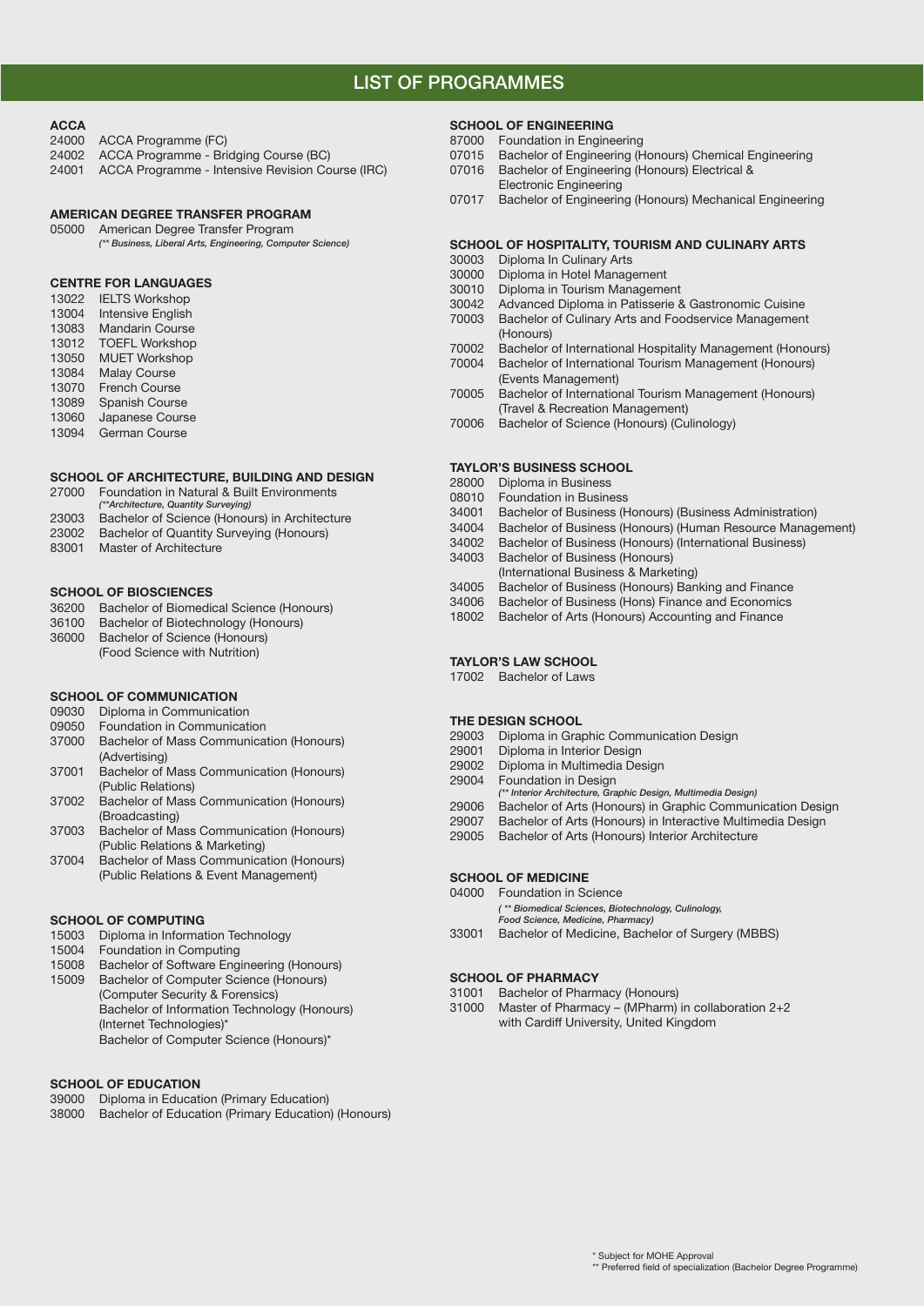# LIST OF PROGRAMMES

### ACCA

- 24000 ACCA Programme (FC)
- 24002 ACCA Programme - Bridging Course (BC)
- 24001 ACCA Programme - Intensive Revision Course (IRC)

### AMERICAN DEGREE TRANSFER PROGRAM

- 05000 American Degree Transfer Program
  *(** Business, Liberal Arts, Engineering, Computer Science)*

### CENTRE FOR LANGUAGES

- 13022 IELTS Workshop
- 13004 Intensive English
- 13083 Mandarin Course
- 13012 TOEFL Workshop
- 13050 MUET Workshop
- 13084 Malay Course
- 13070 French Course
- 13089 Spanish Course
- 13060 Japanese Course
- 13094 German Course

### SCHOOL OF ARCHITECTURE, BUILDING AND DESIGN

- 27000 Foundation in Natural & Built Environments
  *(**Architecture, Quantity Surveying)*
- 23003 Bachelor of Science (Honours) in Architecture
- 23002 Bachelor of Quantity Surveying (Honours)
- 83001 Master of Architecture

### SCHOOL OF BIOSCIENCES

- 36200 Bachelor of Biomedical Science (Honours)
- 36100 Bachelor of Biotechnology (Honours)
- 36000 Bachelor of Science (Honours) (Food Science with Nutrition)

### SCHOOL OF COMMUNICATION

- 09030 Diploma in Communication
- 09050 Foundation in Communication
- 37000 Bachelor of Mass Communication (Honours) (Advertising)
- 37001 Bachelor of Mass Communication (Honours) (Public Relations)
- 37002 Bachelor of Mass Communication (Honours) (Broadcasting)
- 37003 Bachelor of Mass Communication (Honours) (Public Relations & Marketing)
- 37004 Bachelor of Mass Communication (Honours) (Public Relations & Event Management)

### SCHOOL OF COMPUTING

- 15003 Diploma in Information Technology
- 15004 Foundation in Computing
- 15008 Bachelor of Software Engineering (Honours)
- 15009 Bachelor of Computer Science (Honours) (Computer Security & Forensics)
  Bachelor of Information Technology (Honours) (Internet Technologies)*
  Bachelor of Computer Science (Honours)*

### SCHOOL OF EDUCATION

- 39000 Diploma in Education (Primary Education)
- 38000 Bachelor of Education (Primary Education) (Honours)

### SCHOOL OF ENGINEERING

- 87000 Foundation in Engineering
- 07015 Bachelor of Engineering (Honours) Chemical Engineering
- 07016 Bachelor of Engineering (Honours) Electrical & Electronic Engineering
- 07017 Bachelor of Engineering (Honours) Mechanical Engineering

### SCHOOL OF HOSPITALITY, TOURISM AND CULINARY ARTS

- 30003 Diploma In Culinary Arts
- 30000 Diploma in Hotel Management
- 30010 Diploma in Tourism Management
- 30042 Advanced Diploma in Patisserie & Gastronomic Cuisine
- 70003 Bachelor of Culinary Arts and Foodservice Management (Honours)
- 70002 Bachelor of International Hospitality Management (Honours)
- 70004 Bachelor of International Tourism Management (Honours) (Events Management)
- 70005 Bachelor of International Tourism Management (Honours) (Travel & Recreation Management)
- 70006 Bachelor of Science (Honours) (Culinology)

### TAYLOR'S BUSINESS SCHOOL

- 28000 Diploma in Business
- 08010 Foundation in Business
- 34001 Bachelor of Business (Honours) (Business Administration)
- 34004 Bachelor of Business (Honours) (Human Resource Management)
- 34002 Bachelor of Business (Honours) (International Business)
- 34003 Bachelor of Business (Honours) (International Business & Marketing)
- 34005 Bachelor of Business (Honours) Banking and Finance
- 34006 Bachelor of Business (Hons) Finance and Economics
- 18002 Bachelor of Arts (Honours) Accounting and Finance

### TAYLOR'S LAW SCHOOL

- 17002 Bachelor of Laws

### THE DESIGN SCHOOL

- 29003 Diploma in Graphic Communication Design
- 29001 Diploma in Interior Design
- 29002 Diploma in Multimedia Design
- 29004 Foundation in Design
  *(** Interior Architecture, Graphic Design, Multimedia Design)*
- 29006 Bachelor of Arts (Honours) in Graphic Communication Design
- 29007 Bachelor of Arts (Honours) in Interactive Multimedia Design
- 29005 Bachelor of Arts (Honours) Interior Architecture

### SCHOOL OF MEDICINE

- 04000 Foundation in Science
  *( ** Biomedical Sciences, Biotechnology, Culinology, Food Science, Medicine, Pharmacy)*
- 33001 Bachelor of Medicine, Bachelor of Surgery (MBBS)

### SCHOOL OF PHARMACY

- 31001 Bachelor of Pharmacy (Honours)
- 31000 Master of Pharmacy – (MPharm) in collaboration 2+2 with Cardiff University, United Kingdom

\* Subject for MOHE Approval
\*\* Preferred field of specialization (Bachelor Degree Programme)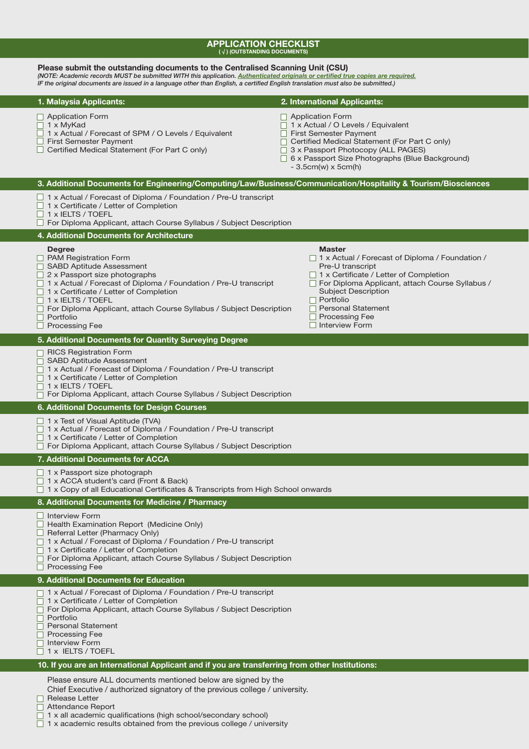# APPLICATION CHECKLIST

( √ ) (OUTSTANDING DOCUMENTS)

**Please submit the outstanding documents to the Centralised Scanning Unit (CSU)**

*(NOTE: Academic records MUST be submitted WITH this application. **Authenticated originals or certified true copies are required.** IF the original documents are issued in a language other than English, a certified English translation must also be submitted.)*

## 1. Malaysia Applicants:

- ☐ Application Form
- ☐ 1 x MyKad
- ☐ 1 x Actual / Forecast of SPM / O Levels / Equivalent
- ☐ First Semester Payment
- ☐ Certified Medical Statement (For Part C only)

## 2. International Applicants:

- ☐ Application Form
- ☐ 1 x Actual / O Levels / Equivalent
- ☐ First Semester Payment
- ☐ Certified Medical Statement (For Part C only)
- ☐ 3 x Passport Photocopy (ALL PAGES)
- ☐ 6 x Passport Size Photographs (Blue Background) - 3.5cm(w) x 5cm(h)

## 3. Additional Documents for Engineering/Computing/Law/Business/Communication/Hospitality & Tourism/Biosciences

- ☐ 1 x Actual / Forecast of Diploma / Foundation / Pre-U transcript
- ☐ 1 x Certificate / Letter of Completion
- ☐ 1 x IELTS / TOEFL
- ☐ For Diploma Applicant, attach Course Syllabus / Subject Description

## 4. Additional Documents for Architecture

**Degree**

- ☐ PAM Registration Form
- ☐ SABD Aptitude Assessment
- ☐ 2 x Passport size photographs
- ☐ 1 x Actual / Forecast of Diploma / Foundation / Pre-U transcript
- ☐ 1 x Certificate / Letter of Completion
- ☐ 1 x IELTS / TOEFL
- ☐ For Diploma Applicant, attach Course Syllabus / Subject Description
- ☐ Portfolio
- ☐ Processing Fee

**Master**

- ☐ 1 x Actual / Forecast of Diploma / Foundation / Pre-U transcript
- ☐ 1 x Certificate / Letter of Completion
- ☐ For Diploma Applicant, attach Course Syllabus / Subject Description
- ☐ Portfolio
- ☐ Personal Statement
- ☐ Processing Fee
- ☐ Interview Form

## 5. Additional Documents for Quantity Surveying Degree

- ☐ RICS Registration Form
- ☐ SABD Aptitude Assessment
- ☐ 1 x Actual / Forecast of Diploma / Foundation / Pre-U transcript
- ☐ 1 x Certificate / Letter of Completion
- ☐ 1 x IELTS / TOEFL
- ☐ For Diploma Applicant, attach Course Syllabus / Subject Description

## 6. Additional Documents for Design Courses

- ☐ 1 x Test of Visual Aptitude (TVA)
- ☐ 1 x Actual / Forecast of Diploma / Foundation / Pre-U transcript
- ☐ 1 x Certificate / Letter of Completion
- ☐ For Diploma Applicant, attach Course Syllabus / Subject Description

## 7. Additional Documents for ACCA

- ☐ 1 x Passport size photograph
- ☐ 1 x ACCA student's card (Front & Back)
- ☐ 1 x Copy of all Educational Certificates & Transcripts from High School onwards

## 8. Additional Documents for Medicine / Pharmacy

- ☐ Interview Form
- ☐ Health Examination Report (Medicine Only)
- ☐ Referral Letter (Pharmacy Only)
- ☐ 1 x Actual / Forecast of Diploma / Foundation / Pre-U transcript
- ☐ 1 x Certificate / Letter of Completion
- ☐ For Diploma Applicant, attach Course Syllabus / Subject Description
- ☐ Processing Fee

## 9. Additional Documents for Education

- ☐ 1 x Actual / Forecast of Diploma / Foundation / Pre-U transcript
- ☐ 1 x Certificate / Letter of Completion
- ☐ For Diploma Applicant, attach Course Syllabus / Subject Description
- ☐ Portfolio
- ☐ Personal Statement
- ☐ Processing Fee
- ☐ Interview Form
- ☐ 1 x IELTS / TOEFL

## 10. If you are an International Applicant and if you are transferring from other Institutions:

Please ensure ALL documents mentioned below are signed by the Chief Executive / authorized signatory of the previous college / university.

- ☐ Release Letter
- ☐ Attendance Report
- ☐ 1 x all academic qualifications (high school/secondary school)
- ☐ 1 x academic results obtained from the previous college / university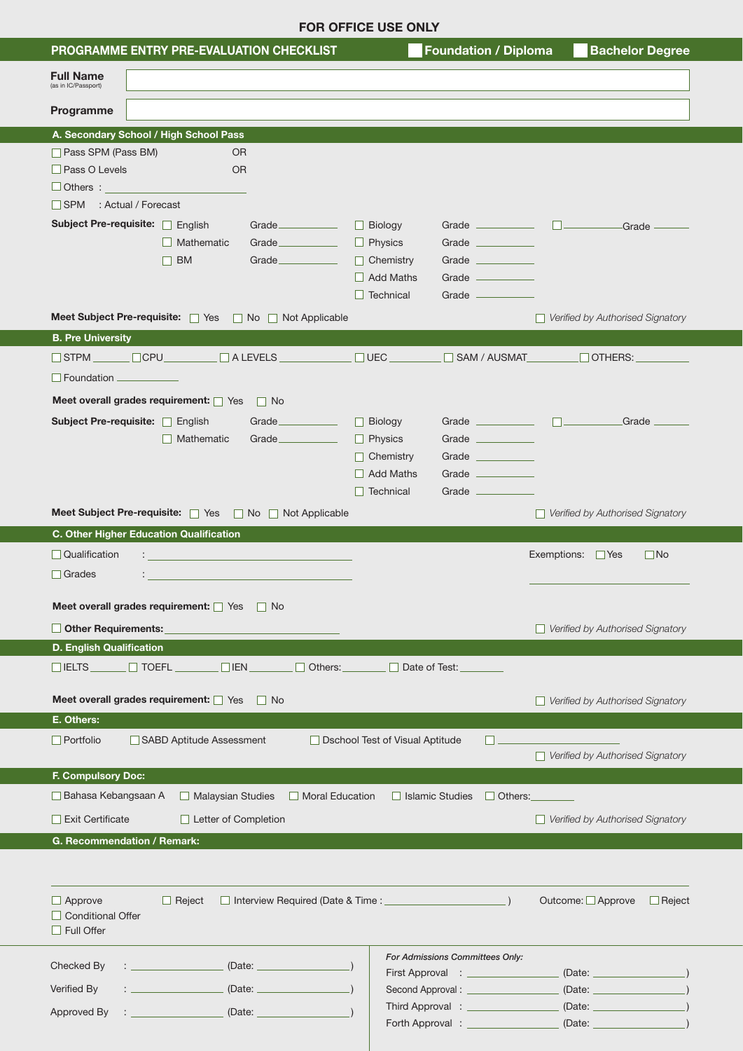**FOR OFFICE USE ONLY**

## PROGRAMME ENTRY PRE-EVALUATION CHECKLIST

☐ Foundation / Diploma ☐ Bachelor Degree

**Full Name** (as in IC/Passport) ______________________

**Programme** ______________________

### A. Secondary School / High School Pass

☐ Pass SPM (Pass BM) OR

☐ Pass O Levels OR

☐ Others : ______________

☐ SPM : Actual / Forecast

**Subject Pre-requisite:**

| | | | | | |
|---|---|---|---|---|---|
| ☐ English | Grade ______ | ☐ Biology | Grade ______ | ☐ ______ | Grade ______ |
| ☐ Mathematic | Grade ______ | ☐ Physics | Grade ______ | | |
| ☐ BM | Grade ______ | ☐ Chemistry | Grade ______ | | |
| | | ☐ Add Maths | Grade ______ | | |
| | | ☐ Technical | Grade ______ | | |

**Meet Subject Pre-requisite:** ☐ Yes ☐ No ☐ Not Applicable

☐ *Verified by Authorised Signatory*

### B. Pre University

☐ STPM ______ ☐ CPU ______ ☐ A LEVELS ______ ☐ UEC ______ ☐ SAM / AUSMAT ______ ☐ OTHERS: ______

☐ Foundation ______

**Meet overall grades requirement:** ☐ Yes ☐ No

**Subject Pre-requisite:**

| | | | | | |
|---|---|---|---|---|---|
| ☐ English | Grade ______ | ☐ Biology | Grade ______ | ☐ ______ | Grade ______ |
| ☐ Mathematic | Grade ______ | ☐ Physics | Grade ______ | | |
| | | ☐ Chemistry | Grade ______ | | |
| | | ☐ Add Maths | Grade ______ | | |
| | | ☐ Technical | Grade ______ | | |

**Meet Subject Pre-requisite:** ☐ Yes ☐ No ☐ Not Applicable

☐ *Verified by Authorised Signatory*

### C. Other Higher Education Qualification

☐ Qualification : ______________

☐ Grades : ______________

Exemptions: ☐ Yes ☐ No

______________

**Meet overall grades requirement:** ☐ Yes ☐ No

☐ **Other Requirements:** ______________

☐ *Verified by Authorised Signatory*

### D. English Qualification

☐ IELTS ______ ☐ TOEFL ______ ☐ IEN ______ ☐ Others: ______ ☐ Date of Test: ______

**Meet overall grades requirement:** ☐ Yes ☐ No

☐ *Verified by Authorised Signatory*

### E. Others:

☐ Portfolio ☐ SABD Aptitude Assessment ☐ Dschool Test of Visual Aptitude ☐ ______________

☐ *Verified by Authorised Signatory*

### F. Compulsory Doc:

☐ Bahasa Kebangsaan A ☐ Malaysian Studies ☐ Moral Education ☐ Islamic Studies ☐ Others: ______

☐ Exit Certificate ☐ Letter of Completion

☐ *Verified by Authorised Signatory*

### G. Recommendation / Remark:

______________________________________________

☐ Approve ☐ Reject ☐ Interview Required (Date & Time : ______________ ) Outcome: ☐ Approve ☐ Reject

☐ Conditional Offer

☐ Full Offer

Checked By : ______________ (Date: ______________)

Verified By : ______________ (Date: ______________)

Approved By : ______________ (Date: ______________)

*For Admissions Committees Only:*

First Approval : ______________ (Date: ______________)

Second Approval : ______________ (Date: ______________)

Third Approval : ______________ (Date: ______________)

Forth Approval : ______________ (Date: ______________)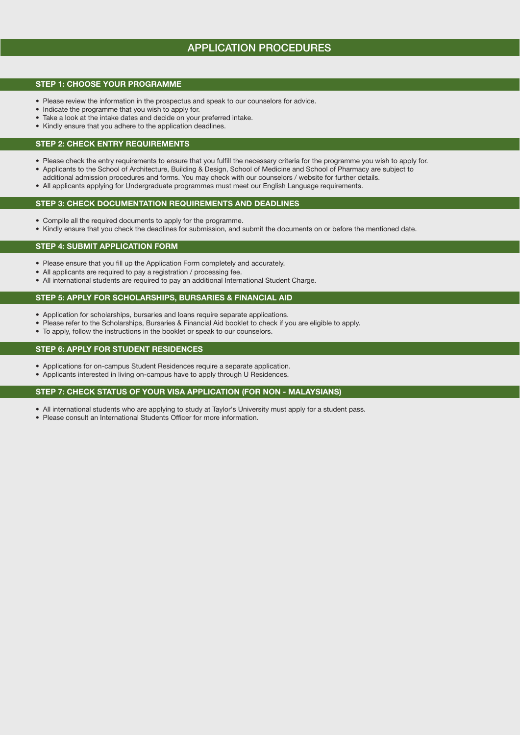# APPLICATION PROCEDURES

## STEP 1: CHOOSE YOUR PROGRAMME

- Please review the information in the prospectus and speak to our counselors for advice.
- Indicate the programme that you wish to apply for.
- Take a look at the intake dates and decide on your preferred intake.
- Kindly ensure that you adhere to the application deadlines.

## STEP 2: CHECK ENTRY REQUIREMENTS

- Please check the entry requirements to ensure that you fulfill the necessary criteria for the programme you wish to apply for.
- Applicants to the School of Architecture, Building & Design, School of Medicine and School of Pharmacy are subject to additional admission procedures and forms. You may check with our counselors / website for further details.
- All applicants applying for Undergraduate programmes must meet our English Language requirements.

## STEP 3: CHECK DOCUMENTATION REQUIREMENTS AND DEADLINES

- Compile all the required documents to apply for the programme.
- Kindly ensure that you check the deadlines for submission, and submit the documents on or before the mentioned date.

## STEP 4: SUBMIT APPLICATION FORM

- Please ensure that you fill up the Application Form completely and accurately.
- All applicants are required to pay a registration / processing fee.
- All international students are required to pay an additional International Student Charge.

## STEP 5: APPLY FOR SCHOLARSHIPS, BURSARIES & FINANCIAL AID

- Application for scholarships, bursaries and loans require separate applications.
- Please refer to the Scholarships, Bursaries & Financial Aid booklet to check if you are eligible to apply.
- To apply, follow the instructions in the booklet or speak to our counselors.

## STEP 6: APPLY FOR STUDENT RESIDENCES

- Applications for on-campus Student Residences require a separate application.
- Applicants interested in living on-campus have to apply through U Residences.

## STEP 7: CHECK STATUS OF YOUR VISA APPLICATION (FOR NON - MALAYSIANS)

- All international students who are applying to study at Taylor's University must apply for a student pass.
- Please consult an International Students Officer for more information.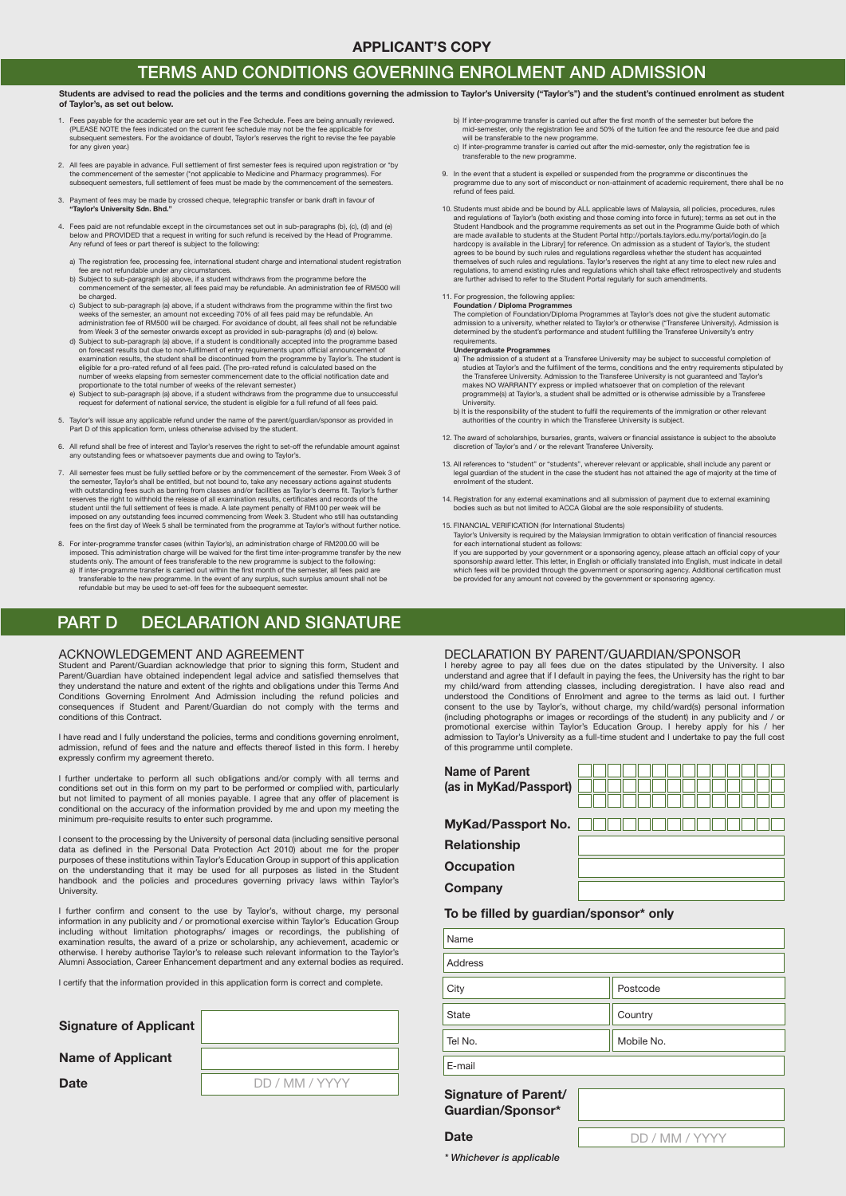## APPLICANT'S COPY

# TERMS AND CONDITIONS GOVERNING ENROLMENT AND ADMISSION

**Students are advised to read the policies and the terms and conditions governing the admission to Taylor's University ("Taylor's") and the student's continued enrolment as student of Taylor's, as set out below.**

1. Fees payable for the academic year are set out in the Fee Schedule. Fees are being annually reviewed. (PLEASE NOTE the fees indicated on the current fee schedule may not be the fee applicable for subsequent semesters. For the avoidance of doubt, Taylor's reserves the right to revise the fee payable for any given year.)

2. All fees are payable in advance. Full settlement of first semester fees is required upon registration or *by the commencement of the semester (*not applicable to Medicine and Pharmacy programmes). For subsequent semesters, full settlement of fees must be made by the commencement of the semesters.

3. Payment of fees may be made by crossed cheque, telegraphic transfer or bank draft in favour of **"Taylor's University Sdn. Bhd."**

4. Fees paid are not refundable except in the circumstances set out in sub-paragraphs (b), (c), (d) and (e) below and PROVIDED that a request in writing for such refund is received by the Head of Programme. Any refund of fees or part thereof is subject to the following:

   a) The registration fee, processing fee, international student charge and international student registration fee are not refundable under any circumstances.
   b) Subject to sub-paragraph (a) above, if a student withdraws from the programme before the commencement of the semester, all fees paid may be refundable. An administration fee of RM500 will be charged.
   c) Subject to sub-paragraph (a) above, if a student withdraws from the programme within the first two weeks of the semester, an amount not exceeding 70% of all fees paid may be refundable. An administration fee of RM500 will be charged. For avoidance of doubt, all fees shall not be refundable from Week 3 of the semester onwards except as provided in sub-paragraphs (d) and (e) below.
   d) Subject to sub-paragraph (a) above, if a student is conditionally accepted into the programme based on forecast results but due to non-fulfilment of entry requirements upon official announcement of examination results, the student shall be discontinued from the programme by Taylor's. The student is eligible for a pro-rated refund of all fees paid. (The pro-rated refund is calculated based on the number of weeks elapsing from semester commencement date to the official notification date and proportionate to the total number of weeks of the relevant semester.)
   e) Subject to sub-paragraph (a) above, if a student withdraws from the programme due to unsuccessful request for deferment of national service, the student is eligible for a full refund of all fees paid.

5. Taylor's will issue any applicable refund under the name of the parent/guardian/sponsor as provided in Part D of this application form, unless otherwise advised by the student.

6. All refund shall be free of interest and Taylor's reserves the right to set-off the refundable amount against any outstanding fees or whatsoever payments due and owing to Taylor's.

7. All semester fees must be fully settled before or by the commencement of the semester. From Week 3 of the semester, Taylor's shall be entitled, but not bound to, take any necessary actions against students with outstanding fees such as barring from classes and/or facilities as Taylor's deems fit. Taylor's further reserves the right to withhold the release of all examination results, certificates and records of the student until the full settlement of fees is made. A late payment penalty of RM100 per week will be imposed on any outstanding fees incurred commencing from Week 3. Student who still has outstanding fees on the first day of Week 5 shall be terminated from the programme at Taylor's without further notice.

8. For inter-programme transfer cases (within Taylor's), an administration charge of RM200.00 will be imposed. This administration charge will be waived for the first time inter-programme transfer by the new students only. The amount of fees transferable to the new programme is subject to the following:
   a) If inter-programme transfer is carried out within the first month of the semester, all fees paid are transferable to the new programme. In the event of any surplus, such surplus amount shall not be refundable but may be used to set-off fees for the subsequent semester.
   b) If inter-programme transfer is carried out after the first month of the semester but before the mid-semester, only the registration fee and 50% of the tuition fee and the resource fee due and paid will be transferable to the new programme.
   c) If inter-programme transfer is carried out after the mid-semester, only the registration fee is transferable to the new programme.

9. In the event that a student is expelled or suspended from the programme or discontinues the programme due to any sort of misconduct or non-attainment of academic requirement, there shall be no refund of fees paid.

10. Students must abide and be bound by ALL applicable laws of Malaysia, all policies, procedures, rules and regulations of Taylor's (both existing and those coming into force in future); terms as set out in the Student Handbook and the programme requirements as set out in the Programme Guide both of which are made available to students at the Student Portal http://portals.taylors.edu.my/portal/login.do [a hardcopy is available in the Library] for reference. On admission as a student of Taylor's, the student agrees to be bound by such rules and regulations regardless whether the student has acquainted themselves of such rules and regulations. Taylor's reserves the right at any time to elect new rules and regulations, to amend existing rules and regulations which shall take effect retrospectively and students are further advised to refer to the Student Portal regularly for such amendments.

11. For progression, the following applies:

    **Foundation / Diploma Programmes**
    The completion of Foundation/Diploma Programmes at Taylor's does not give the student automatic admission to a university, whether related to Taylor's or otherwise ("Transferee University). Admission is determined by the student's performance and student fulfilling the Transferee University's entry requirements.

    **Undergraduate Programmes**
    a) The admission of a student at a Transferee University may be subject to successful completion of studies at Taylor's and the fulfilment of the terms, conditions and the entry requirements stipulated by the Transferee University. Admission to the Transferee University is not guaranteed and Taylor's makes NO WARRANTY express or implied whatsoever that on completion of the relevant programme(s) at Taylor's, a student shall be admitted or is otherwise admissible by a Transferee University.
    b) It is the responsibility of the student to fulfil the requirements of the immigration or other relevant authorities of the country in which the Transferee University is subject.

12. The award of scholarships, bursaries, grants, waivers or financial assistance is subject to the absolute discretion of Taylor's and / or the relevant Transferee University.

13. All references to "student" or "students", wherever relevant or applicable, shall include any parent or legal guardian of the student in the case the student has not attained the age of majority at the time of enrolment of the student.

14. Registration for any external examinations and all submission of payment due to external examining bodies such as but not limited to ACCA Global are the sole responsibility of students.

15. FINANCIAL VERIFICATION (for International Students)
    Taylor's University is required by the Malaysian Immigration to obtain verification of financial resources for each international student as follows:
    If you are supported by your government or a sponsoring agency, please attach an official copy of your sponsorship award letter. This letter, in English or officially translated into English, must indicate in detail which fees will be provided through the government or sponsoring agency. Additional certification must be provided for any amount not covered by the government or sponsoring agency.

# PART D DECLARATION AND SIGNATURE

## ACKNOWLEDGEMENT AND AGREEMENT

Student and Parent/Guardian acknowledge that prior to signing this form, Student and Parent/Guardian have obtained independent legal advice and satisfied themselves that they understand the nature and extent of the rights and obligations under this Terms And Conditions Governing Enrolment And Admission including the refund policies and consequences if Student and Parent/Guardian do not comply with the terms and conditions of this Contract.

I have read and I fully understand the policies, terms and conditions governing enrolment, admission, refund of fees and the nature and effects thereof listed in this form. I hereby expressly confirm my agreement thereto.

I further undertake to perform all such obligations and/or comply with all terms and conditions set out in this form on my part to be performed or complied with, particularly but not limited to payment of all monies payable. I agree that any offer of placement is conditional on the accuracy of the information provided by me and upon my meeting the minimum pre-requisite results to enter such programme.

I consent to the processing by the University of personal data (including sensitive personal data as defined in the Personal Data Protection Act 2010) about me for the proper purposes of these institutions within Taylor's Education Group in support of this application on the understanding that it may be used for all purposes as listed in the Student handbook and the policies and procedures governing privacy laws within Taylor's University.

I further confirm and consent to the use by Taylor's, without charge, my personal information in any publicity and / or promotional exercise within Taylor's Education Group including without limitation photographs/ images or recordings, the publishing of examination results, the award of a prize or scholarship, any achievement, academic or otherwise. I hereby authorise Taylor's to release such relevant information to the Taylor's Alumni Association, Career Enhancement department and any external bodies as required.

I certify that the information provided in this application form is correct and complete.

| | |
|---|---|
| **Signature of Applicant** | |
| **Name of Applicant** | |
| **Date** | DD / MM / YYYY |

## DECLARATION BY PARENT/GUARDIAN/SPONSOR

I hereby agree to pay all fees due on the dates stipulated by the University. I also understand and agree that if I default in paying the fees, the University has the right to bar my child/ward from attending classes, including deregistration. I have also read and understood the Conditions of Enrolment and agree to the terms as laid out. I further consent to the use by Taylor's, without charge, my child/ward(s) personal information (including photographs or images or recordings of the student) in any publicity and / or promotional exercise within Taylor's Education Group. I hereby apply for his / her admission to Taylor's University as a full-time student and I undertake to pay the full cost of this programme until complete.

| | |
|---|---|
| **Name of Parent (as in MyKad/Passport)** | |
| **MyKad/Passport No.** | |
| **Relationship** | |
| **Occupation** | |
| **Company** | |

### To be filled by guardian/sponsor* only

| | |
|---|---|
| Name | |
| Address | |
| City | Postcode |
| State | Country |
| Tel No. | Mobile No. |
| E-mail | |

| | |
|---|---|
| **Signature of Parent/ Guardian/Sponsor*** | |
| **Date** | DD / MM / YYYY |

*\* Whichever is applicable*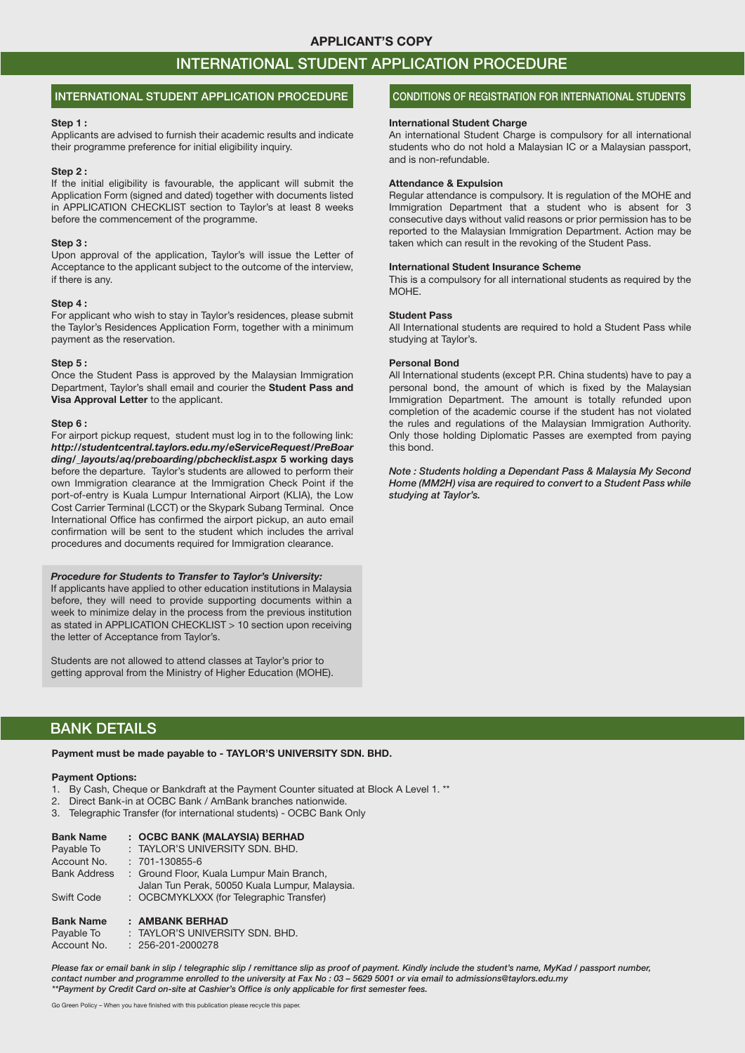**APPLICANT'S COPY**

# INTERNATIONAL STUDENT APPLICATION PROCEDURE

## INTERNATIONAL STUDENT APPLICATION PROCEDURE

**Step 1 :**

Applicants are advised to furnish their academic results and indicate their programme preference for initial eligibility inquiry.

**Step 2 :**

If the initial eligibility is favourable, the applicant will submit the Application Form (signed and dated) together with documents listed in APPLICATION CHECKLIST section to Taylor's at least 8 weeks before the commencement of the programme.

**Step 3 :**

Upon approval of the application, Taylor's will issue the Letter of Acceptance to the applicant subject to the outcome of the interview, if there is any.

**Step 4 :**

For applicant who wish to stay in Taylor's residences, please submit the Taylor's Residences Application Form, together with a minimum payment as the reservation.

**Step 5 :**

Once the Student Pass is approved by the Malaysian Immigration Department, Taylor's shall email and courier the **Student Pass and Visa Approval Letter** to the applicant.

**Step 6 :**

For airport pickup request, student must log in to the following link: ***http://studentcentral.taylors.edu.my/eServiceRequest/PreBoarding/_layouts/aq/preboarding/pbchecklist.aspx*** **5 working days** before the departure. Taylor's students are allowed to perform their own Immigration clearance at the Immigration Check Point if the port-of-entry is Kuala Lumpur International Airport (KLIA), the Low Cost Carrier Terminal (LCCT) or the Skypark Subang Terminal. Once International Office has confirmed the airport pickup, an auto email confirmation will be sent to the student which includes the arrival procedures and documents required for Immigration clearance.

***Procedure for Students to Transfer to Taylor's University:***

If applicants have applied to other education institutions in Malaysia before, they will need to provide supporting documents within a week to minimize delay in the process from the previous institution as stated in APPLICATION CHECKLIST > 10 section upon receiving the letter of Acceptance from Taylor's.

Students are not allowed to attend classes at Taylor's prior to getting approval from the Ministry of Higher Education (MOHE).

## CONDITIONS OF REGISTRATION FOR INTERNATIONAL STUDENTS

**International Student Charge**

An international Student Charge is compulsory for all international students who do not hold a Malaysian IC or a Malaysian passport, and is non-refundable.

**Attendance & Expulsion**

Regular attendance is compulsory. It is regulation of the MOHE and Immigration Department that a student who is absent for 3 consecutive days without valid reasons or prior permission has to be reported to the Malaysian Immigration Department. Action may be taken which can result in the revoking of the Student Pass.

**International Student Insurance Scheme**

This is a compulsory for all international students as required by the MOHE.

**Student Pass**

All International students are required to hold a Student Pass while studying at Taylor's.

**Personal Bond**

All International students (except P.R. China students) have to pay a personal bond, the amount of which is fixed by the Malaysian Immigration Department. The amount is totally refunded upon completion of the academic course if the student has not violated the rules and regulations of the Malaysian Immigration Authority. Only those holding Diplomatic Passes are exempted from paying this bond.

***Note : Students holding a Dependant Pass & Malaysia My Second Home (MM2H) visa are required to convert to a Student Pass while studying at Taylor's.***

# BANK DETAILS

**Payment must be made payable to - TAYLOR'S UNIVERSITY SDN. BHD.**

**Payment Options:**

1. By Cash, Cheque or Bankdraft at the Payment Counter situated at Block A Level 1. **
2. Direct Bank-in at OCBC Bank / AmBank branches nationwide.
3. Telegraphic Transfer (for international students) - OCBC Bank Only

| | |
|---|---|
| **Bank Name** | **: OCBC BANK (MALAYSIA) BERHAD** |
| Payable To | : TAYLOR'S UNIVERSITY SDN. BHD. |
| Account No. | : 701-130855-6 |
| Bank Address | : Ground Floor, Kuala Lumpur Main Branch, Jalan Tun Perak, 50050 Kuala Lumpur, Malaysia. |
| Swift Code | : OCBCMYKLXXX (for Telegraphic Transfer) |

| | |
|---|---|
| **Bank Name** | **: AMBANK BERHAD** |
| Payable To | : TAYLOR'S UNIVERSITY SDN. BHD. |
| Account No. | : 256-201-2000278 |

***Please fax or email bank in slip / telegraphic slip / remittance slip as proof of payment. Kindly include the student's name, MyKad / passport number, contact number and programme enrolled to the university at Fax No : 03 – 5629 5001 or via email to admissions@taylors.edu.my***

*****Payment by Credit Card on-site at Cashier's Office is only applicable for first semester fees.***

Go Green Policy – When you have finished with this publication please recycle this paper.